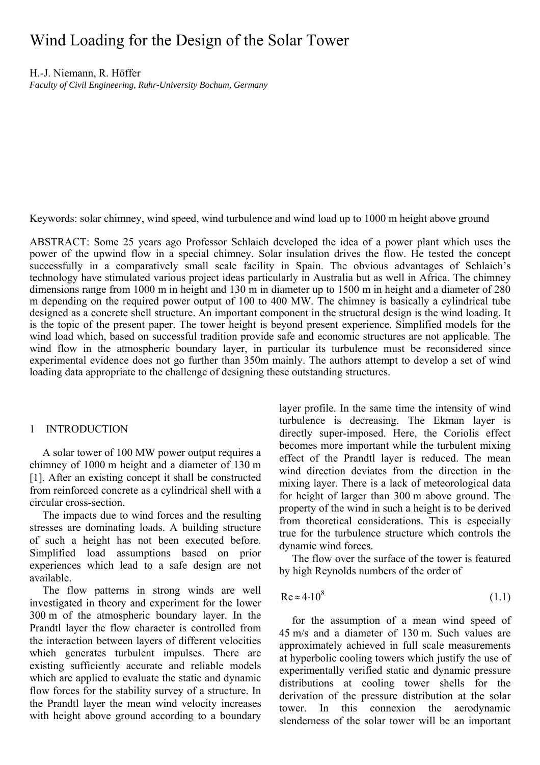# Wind Loading for the Design of the Solar Tower

H.-J. Niemann, R. Höffer

*Faculty of Civil Engineering, Ruhr-University Bochum, Germany*

Keywords: solar chimney, wind speed, wind turbulence and wind load up to 1000 m height above ground

ABSTRACT: Some 25 years ago Professor Schlaich developed the idea of a power plant which uses the power of the upwind flow in a special chimney. Solar insulation drives the flow. He tested the concept successfully in a comparatively small scale facility in Spain. The obvious advantages of Schlaich's technology have stimulated various project ideas particularly in Australia but as well in Africa. The chimney dimensions range from 1000 m in height and 130 m in diameter up to 1500 m in height and a diameter of 280 m depending on the required power output of 100 to 400 MW. The chimney is basically a cylindrical tube designed as a concrete shell structure. An important component in the structural design is the wind loading. It is the topic of the present paper. The tower height is beyond present experience. Simplified models for the wind load which, based on successful tradition provide safe and economic structures are not applicable. The wind flow in the atmospheric boundary layer, in particular its turbulence must be reconsidered since experimental evidence does not go further than 350m mainly. The authors attempt to develop a set of wind loading data appropriate to the challenge of designing these outstanding structures.

## 1 INTRODUCTION

A solar tower of 100 MW power output requires a chimney of 1000 m height and a diameter of 130 m [1]. After an existing concept it shall be constructed from reinforced concrete as a cylindrical shell with a circular cross-section.

The impacts due to wind forces and the resulting stresses are dominating loads. A building structure of such a height has not been executed before. Simplified load assumptions based on prior experiences which lead to a safe design are not available.

The flow patterns in strong winds are well investigated in theory and experiment for the lower 300 m of the atmospheric boundary layer. In the Prandtl layer the flow character is controlled from the interaction between layers of different velocities which generates turbulent impulses. There are existing sufficiently accurate and reliable models which are applied to evaluate the static and dynamic flow forces for the stability survey of a structure. In the Prandtl layer the mean wind velocity increases with height above ground according to a boundary layer profile. In the same time the intensity of wind turbulence is decreasing. The Ekman layer is directly super-imposed. Here, the Coriolis effect becomes more important while the turbulent mixing effect of the Prandtl layer is reduced. The mean wind direction deviates from the direction in the mixing layer. There is a lack of meteorological data for height of larger than 300 m above ground. The property of the wind in such a height is to be derived from theoretical considerations. This is especially true for the turbulence structure which controls the dynamic wind forces.

The flow over the surface of the tower is featured by high Reynolds numbers of the order of

$$\mathrm{Re} \approx 4{\cdot}10^{8} \tag{1.1}$$

for the assumption of a mean wind speed of 45 m/s and a diameter of 130 m. Such values are approximately achieved in full scale measurements at hyperbolic cooling towers which justify the use of experimentally verified static and dynamic pressure distributions at cooling tower shells for the derivation of the pressure distribution at the solar tower. In this connexion the aerodynamic slenderness of the solar tower will be an important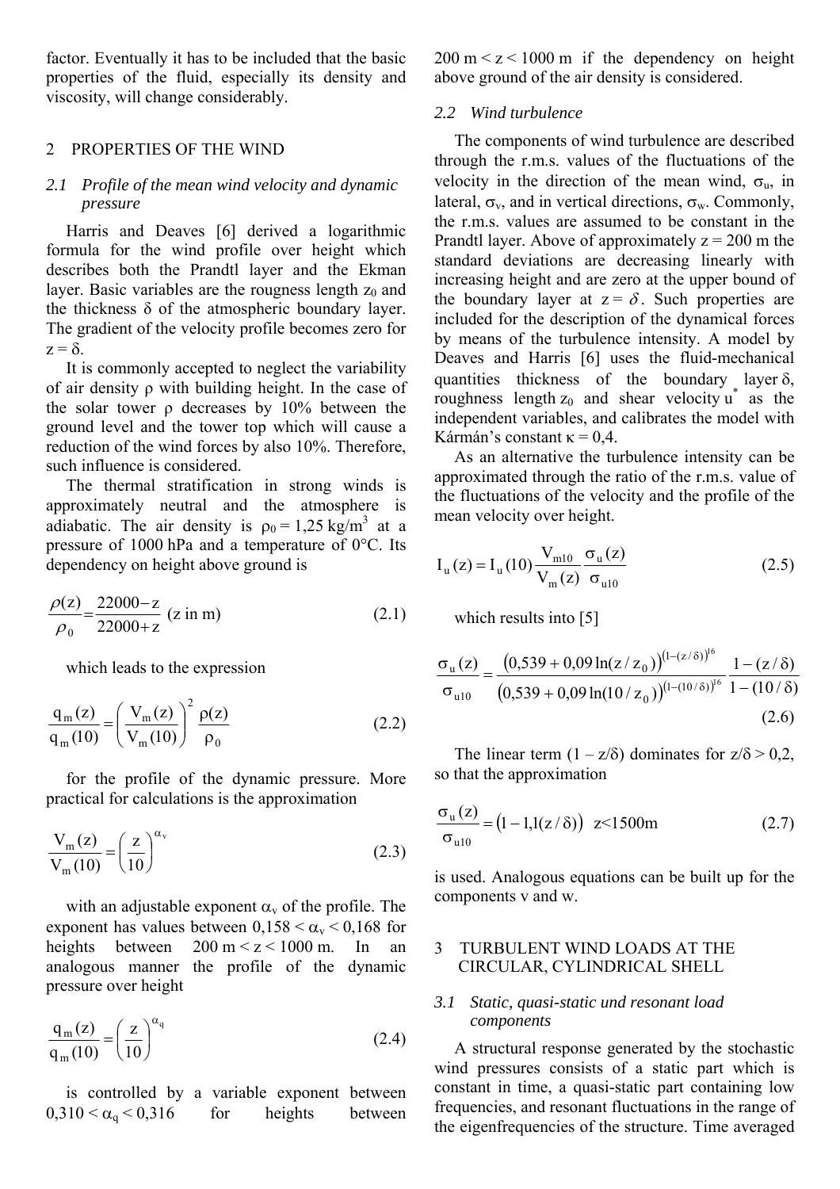factor. Eventually it has to be included that the basic properties of the fluid, especially its density and viscosity, will change considerably.

## 2 PROPERTIES OF THE WIND

### *2.1 Profile of the mean wind velocity and dynamic pressure*

Harris and Deaves [6] derived a logarithmic formula for the wind profile over height which describes both the Prandtl layer and the Ekman layer. Basic variables are the rougness length $z_0$ and the thickness $\delta$ of the atmospheric boundary layer. The gradient of the velocity profile becomes zero for $z = \delta$.

It is commonly accepted to neglect the variability of air density $\rho$ with building height. In the case of the solar tower $\rho$ decreases by 10% between the ground level and the tower top which will cause a reduction of the wind forces by also 10%. Therefore, such influence is considered.

The thermal stratification in strong winds is approximately neutral and the atmosphere is adiabatic. The air density is $\rho_0 = 1{,}25\ \text{kg/m}^3$ at a pressure of 1000 hPa and a temperature of 0°C. Its dependency on height above ground is

$$\frac{\rho(z)}{\rho_0} = \frac{22000 - z}{22000 + z} \quad (\text{z in m}) \tag{2.1}$$

which leads to the expression

$$\frac{q_m(z)}{q_m(10)} = \left(\frac{V_m(z)}{V_m(10)}\right)^2 \frac{\rho(z)}{\rho_0} \tag{2.2}$$

for the profile of the dynamic pressure. More practical for calculations is the approximation

$$\frac{V_m(z)}{V_m(10)} = \left(\frac{z}{10}\right)^{\alpha_v} \tag{2.3}$$

with an adjustable exponent $\alpha_v$ of the profile. The exponent has values between $0{,}158 < \alpha_v < 0{,}168$ for heights between $200\ \text{m} < z < 1000\ \text{m}$. In an analogous manner the profile of the dynamic pressure over height

$$\frac{q_m(z)}{q_m(10)} = \left(\frac{z}{10}\right)^{\alpha_q} \tag{2.4}$$

is controlled by a variable exponent between $0{,}310 < \alpha_q < 0{,}316$ for heights between $200\ \text{m} < z < 1000\ \text{m}$ if the dependency on height above ground of the air density is considered.

### *2.2 Wind turbulence*

The components of wind turbulence are described through the r.m.s. values of the fluctuations of the velocity in the direction of the mean wind, $\sigma_u$, in lateral, $\sigma_v$, and in vertical directions, $\sigma_w$. Commonly, the r.m.s. values are assumed to be constant in the Prandtl layer. Above of approximately $z = 200$ m the standard deviations are decreasing linearly with increasing height and are zero at the upper bound of the boundary layer at $z = \delta$. Such properties are included for the description of the dynamical forces by means of the turbulence intensity. A model by Deaves and Harris [6] uses the fluid-mechanical quantities thickness of the boundary layer $\delta$, roughness length $z_0$ and shear velocity $u^*$ as the independent variables, and calibrates the model with Kármán's constant $\kappa = 0{,}4$.

As an alternative the turbulence intensity can be approximated through the ratio of the r.m.s. value of the fluctuations of the velocity and the profile of the mean velocity over height.

$$I_u(z) = I_u(10)\frac{V_{m10}}{V_m(z)}\frac{\sigma_u(z)}{\sigma_{u10}} \tag{2.5}$$

which results into [5]

$$\frac{\sigma_u(z)}{\sigma_{u10}} = \frac{\left(0{,}539 + 0{,}09\ln(z/z_0)\right)^{(1-(z/\delta))^{16}}}{\left(0{,}539 + 0{,}09\ln(10/z_0)\right)^{(1-(10/\delta))^{16}}}\ \frac{1-(z/\delta)}{1-(10/\delta)} \tag{2.6}$$

The linear term $(1 - z/\delta)$ dominates for $z/\delta > 0{,}2$, so that the approximation

$$\frac{\sigma_u(z)}{\sigma_{u10}} = \left(1 - 1{,}1(z/\delta)\right) \quad z < 1500\text{m} \tag{2.7}$$

is used. Analogous equations can be built up for the components v and w.

## 3 TURBULENT WIND LOADS AT THE CIRCULAR, CYLINDRICAL SHELL

### *3.1 Static, quasi-static und resonant load components*

A structural response generated by the stochastic wind pressures consists of a static part which is constant in time, a quasi-static part containing low frequencies, and resonant fluctuations in the range of the eigenfrequencies of the structure. Time averaged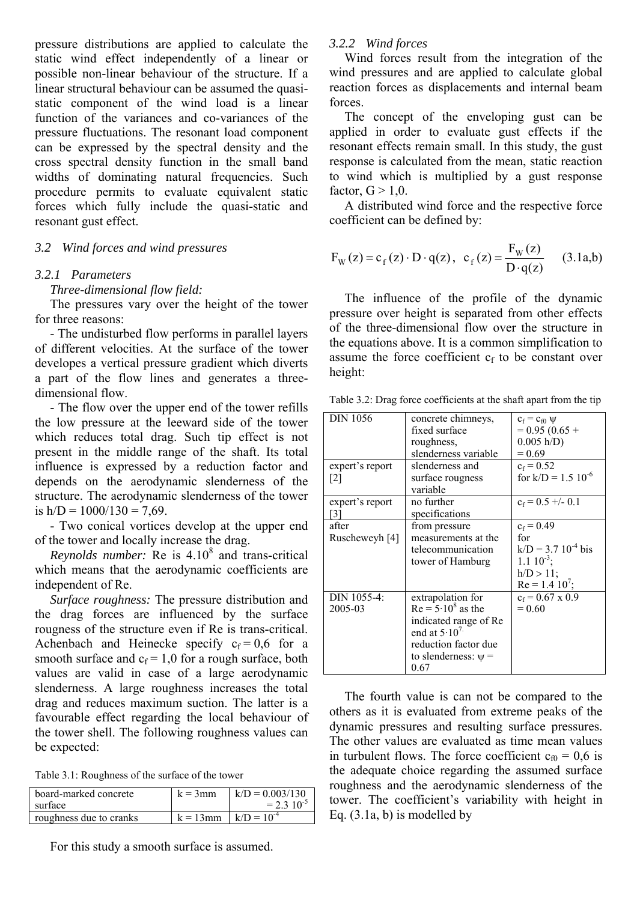pressure distributions are applied to calculate the static wind effect independently of a linear or possible non-linear behaviour of the structure. If a linear structural behaviour can be assumed the quasi-static component of the wind load is a linear function of the variances and co-variances of the pressure fluctuations. The resonant load component can be expressed by the spectral density and the cross spectral density function in the small band widths of dominating natural frequencies. Such procedure permits to evaluate equivalent static forces which fully include the quasi-static and resonant gust effect.

### 3.2 Wind forces and wind pressures

#### 3.2.1 Parameters

*Three-dimensional flow field:*

The pressures vary over the height of the tower for three reasons:

- The undisturbed flow performs in parallel layers of different velocities. At the surface of the tower developes a vertical pressure gradient which diverts a part of the flow lines and generates a three-dimensional flow.

- The flow over the upper end of the tower refills the low pressure at the leeward side of the tower which reduces total drag. Such tip effect is not present in the middle range of the shaft. Its total influence is expressed by a reduction factor and depends on the aerodynamic slenderness of the structure. The aerodynamic slenderness of the tower is h/D = 1000/130 = 7,69.

- Two conical vortices develop at the upper end of the tower and locally increase the drag.

*Reynolds number:* Re is $4.10^8$ and trans-critical which means that the aerodynamic coefficients are independent of Re.

*Surface roughness:* The pressure distribution and the drag forces are influenced by the surface rougness of the structure even if Re is trans-critical. Achenbach and Heinecke specify $c_f = 0,6$ for a smooth surface and $c_f = 1,0$ for a rough surface, both values are valid in case of a large aerodynamic slenderness. A large roughness increases the total drag and reduces maximum suction. The latter is a favourable effect regarding the local behaviour of the tower shell. The following roughness values can be expected:

Table 3.1: Roughness of the surface of the tower

| board-marked concrete surface | k = 3mm | k/D = 0.003/130 = 2.3 $10^{-5}$ |
|---|---|---|
| roughness due to cranks | k = 13mm | k/D = $10^{-4}$ |

For this study a smooth surface is assumed.

#### 3.2.2 Wind forces

Wind forces result from the integration of the wind pressures and are applied to calculate global reaction forces as displacements and internal beam forces.

The concept of the enveloping gust can be applied in order to evaluate gust effects if the resonant effects remain small. In this study, the gust response is calculated from the mean, static reaction to wind which is multiplied by a gust response factor, G > 1,0.

A distributed wind force and the respective force coefficient can be defined by:

$$F_W(z) = c_f(z) \cdot D \cdot q(z), \quad c_f(z) = \frac{F_W(z)}{D \cdot q(z)} \qquad (3.1a,b)$$

The influence of the profile of the dynamic pressure over height is separated from other effects of the three-dimensional flow over the structure in the equations above. It is a common simplification to assume the force coefficient $c_f$ to be constant over height:

Table 3.2: Drag force coefficients at the shaft apart from the tip

| DIN 1056 | concrete chimneys, fixed surface roughness, slenderness variable | $c_f = c_{f0}\ \psi$ = 0.95 (0.65 + 0.005 h/D) = 0.69 |
|---|---|---|
| expert's report [2] | slenderness and surface rougness variable | $c_f = 0.52$ for k/D = 1.5 $10^{-6}$ |
| expert's report [3] | no further specifications | $c_f = 0.5$ +/- 0.1 |
| after Ruscheweyh [4] | from pressure measurements at the telecommunication tower of Hamburg | $c_f = 0.49$ for k/D = 3.7 $10^{-4}$ bis 1.1 $10^{-3}$; h/D > 11; Re = 1.4 $10^7$; |
| DIN 1055-4: 2005-03 | extrapolation for Re = $5 \cdot 10^8$ as the indicated range of Re end at $5 \cdot 10^7$. reduction factor due to slenderness: $\psi$ = 0.67 | $c_f = 0.67 \times 0.9 = 0.60$ |

The fourth value is can not be compared to the others as it is evaluated from extreme peaks of the dynamic pressures and resulting surface pressures. The other values are evaluated as time mean values in turbulent flows. The force coefficient $c_{f0} = 0,6$ is the adequate choice regarding the assumed surface roughness and the aerodynamic slenderness of the tower. The coefficient's variability with height in Eq. (3.1a, b) is modelled by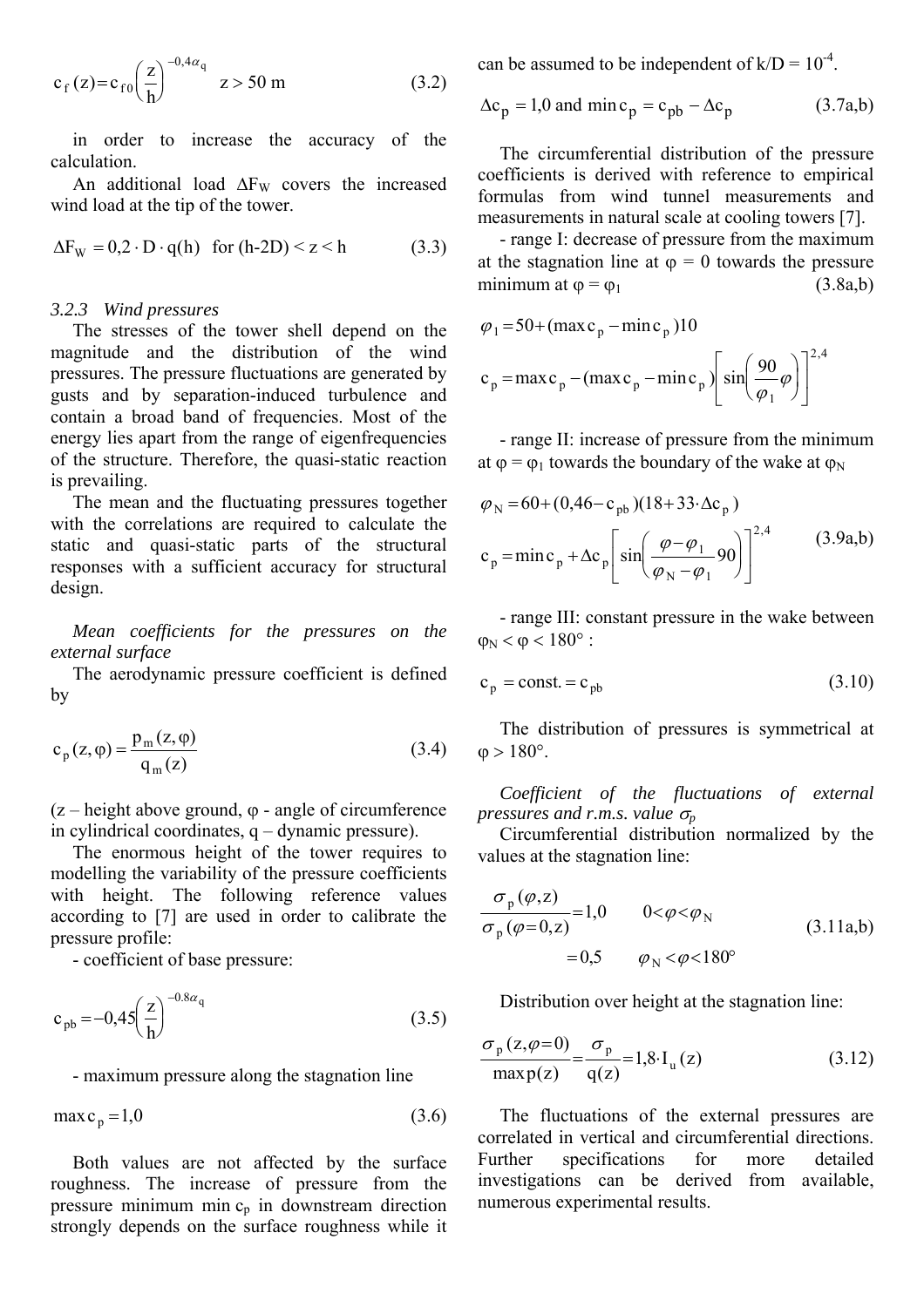$$c_f(z) = c_{f0}\left(\frac{z}{h}\right)^{-0,4\alpha_q} \quad z > 50 \text{ m} \tag{3.2}$$

in order to increase the accuracy of the calculation.

An additional load $\Delta F_W$ covers the increased wind load at the tip of the tower.

$$\Delta F_W = 0,2 \cdot D \cdot q(h) \quad \text{for } (h\text{-}2D) < z < h \tag{3.3}$$

### 3.2.3 Wind pressures

The stresses of the tower shell depend on the magnitude and the distribution of the wind pressures. The pressure fluctuations are generated by gusts and by separation-induced turbulence and contain a broad band of frequencies. Most of the energy lies apart from the range of eigenfrequencies of the structure. Therefore, the quasi-static reaction is prevailing.

The mean and the fluctuating pressures together with the correlations are required to calculate the static and quasi-static parts of the structural responses with a sufficient accuracy for structural design.

*Mean coefficients for the pressures on the external surface*

The aerodynamic pressure coefficient is defined by

$$c_p(z, \varphi) = \frac{p_m(z, \varphi)}{q_m(z)} \tag{3.4}$$

($z$ – height above ground, $\varphi$ - angle of circumference in cylindrical coordinates, $q$ – dynamic pressure).

The enormous height of the tower requires to modelling the variability of the pressure coefficients with height. The following reference values according to [7] are used in order to calibrate the pressure profile:

- coefficient of base pressure:

$$c_{pb} = -0{,}45\left(\frac{z}{h}\right)^{-0.8\alpha_q} \tag{3.5}$$

- maximum pressure along the stagnation line

$$\max c_p = 1{,}0 \tag{3.6}$$

Both values are not affected by the surface roughness. The increase of pressure from the pressure minimum $\min c_p$ in downstream direction strongly depends on the surface roughness while it can be assumed to be independent of $k/D = 10^{-4}$.

$$\Delta c_p = 1{,}0 \text{ and } \min c_p = c_{pb} - \Delta c_p \tag{3.7a,b}$$

The circumferential distribution of the pressure coefficients is derived with reference to empirical formulas from wind tunnel measurements and measurements in natural scale at cooling towers [7].

- range I: decrease of pressure from the maximum at the stagnation line at $\varphi = 0$ towards the pressure minimum at $\varphi = \varphi_1$ (3.8a,b)

$$\varphi_1 = 50 + (\max c_p - \min c_p)10$$

$$c_p = \max c_p - (\max c_p - \min c_p)\left[\sin\left(\frac{90}{\varphi_1}\varphi\right)\right]^{2,4}$$

- range II: increase of pressure from the minimum at $\varphi = \varphi_1$ towards the boundary of the wake at $\varphi_N$

$$\varphi_N = 60 + (0{,}46 - c_{pb})(18 + 33 \cdot \Delta c_p)$$

$$c_p = \min c_p + \Delta c_p\left[\sin\left(\frac{\varphi - \varphi_1}{\varphi_N - \varphi_1}90\right)\right]^{2,4} \tag{3.9a,b}$$

- range III: constant pressure in the wake between $\varphi_N < \varphi < 180°$ :

$$c_p = \text{const.} = c_{pb} \tag{3.10}$$

The distribution of pressures is symmetrical at $\varphi > 180°$.

*Coefficient of the fluctuations of external pressures and r.m.s. value $\sigma_p$*

Circumferential distribution normalized by the values at the stagnation line:

$$\frac{\sigma_p(\varphi, z)}{\sigma_p(\varphi = 0, z)} = 1{,}0 \qquad 0 < \varphi < \varphi_N$$
$$= 0{,}5 \qquad \varphi_N < \varphi < 180° \tag{3.11a,b}$$

Distribution over height at the stagnation line:

$$\frac{\sigma_p(z, \varphi = 0)}{\max p(z)} = \frac{\sigma_p}{q(z)} = 1{,}8 \cdot I_u(z) \tag{3.12}$$

The fluctuations of the external pressures are correlated in vertical and circumferential directions. Further specifications for more detailed investigations can be derived from available, numerous experimental results.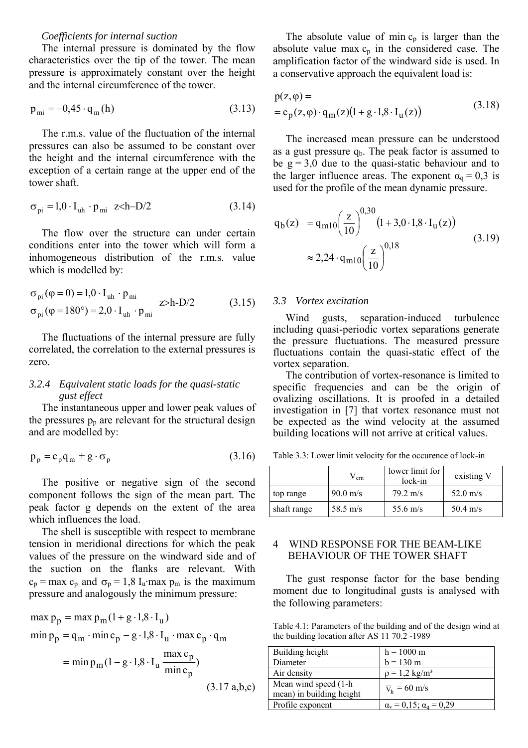*Coefficients for internal suction*

The internal pressure is dominated by the flow characteristics over the tip of the tower. The mean pressure is approximately constant over the height and the internal circumference of the tower.

$$p_{mi} = -0{,}45 \cdot q_m(h) \tag{3.13}$$

The r.m.s. value of the fluctuation of the internal pressures can also be assumed to be constant over the height and the internal circumference with the exception of a certain range at the upper end of the tower shaft.

$$\sigma_{pi} = 1{,}0 \cdot I_{uh} \cdot p_{mi} \quad z<h-D/2 \tag{3.14}$$

The flow over the structure can under certain conditions enter into the tower which will form a inhomogeneous distribution of the r.m.s. value which is modelled by:

$$\begin{aligned} \sigma_{pi}(\varphi = 0) &= 1{,}0 \cdot I_{uh} \cdot p_{mi} \\ \sigma_{pi}(\varphi = 180°) &= 2{,}0 \cdot I_{uh} \cdot p_{mi} \end{aligned} \quad z>h\text{-}D/2 \tag{3.15}$$

The fluctuations of the internal pressure are fully correlated, the correlation to the external pressures is zero.

### 3.2.4 *Equivalent static loads for the quasi-static gust effect*

The instantaneous upper and lower peak values of the pressures $p_p$ are relevant for the structural design and are modelled by:

$$p_p = c_p q_m \pm g \cdot \sigma_p \tag{3.16}$$

The positive or negative sign of the second component follows the sign of the mean part. The peak factor g depends on the extent of the area which influences the load.

The shell is susceptible with respect to membrane tension in meridional directions for which the peak values of the pressure on the windward side and of the suction on the flanks are relevant. With $c_p = \max c_p$ and $\sigma_p = 1{,}8\ I_u \cdot \max p_m$ is the maximum pressure and analogously the minimum pressure:

$$\begin{aligned} \max p_p &= \max p_m (1 + g \cdot 1{,}8 \cdot I_u) \\ \min p_p &= q_m \cdot \min c_p - g \cdot 1{,}8 \cdot I_u \cdot \max c_p \cdot q_m \\ &= \min p_m \left(1 - g \cdot 1{,}8 \cdot I_u \frac{\max c_p}{\min c_p}\right) \end{aligned} \tag{3.17 a,b,c}$$

The absolute value of $\min c_p$ is larger than the absolute value $\max c_p$ in the considered case. The amplification factor of the windward side is used. In a conservative approach the equivalent load is:

$$\begin{aligned} &p(z,\varphi) = \\ &= c_p(z,\varphi) \cdot q_m(z)\left(1 + g \cdot 1{,}8 \cdot I_u(z)\right) \end{aligned} \tag{3.18}$$

The increased mean pressure can be understood as a gust pressure $q_b$. The peak factor is assumed to be $g = 3{,}0$ due to the quasi-static behaviour and to the larger influence areas. The exponent $\alpha_q = 0{,}3$ is used for the profile of the mean dynamic pressure.

$$\begin{aligned} q_b(z) &= q_{m10}\left(\frac{z}{10}\right)^{0{,}30}\left(1 + 3{,}0 \cdot 1{,}8 \cdot I_u(z)\right) \\ &\approx 2{,}24 \cdot q_{m10}\left(\frac{z}{10}\right)^{0{,}18} \end{aligned} \tag{3.19}$$

### 3.3 *Vortex excitation*

Wind gusts, separation-induced turbulence including quasi-periodic vortex separations generate the pressure fluctuations. The measured pressure fluctuations contain the quasi-static effect of the vortex separation.

The contribution of vortex-resonance is limited to specific frequencies and can be the origin of ovalizing oscillations. It is proofed in a detailed investigation in [7] that vortex resonance must not be expected as the wind velocity at the assumed building locations will not arrive at critical values.

Table 3.3: Lower limit velocity for the occurence of lock-in

| | $V_{crit}$ | lower limit for lock-in | existing V |
|---|---|---|---|
| top range | 90.0 m/s | 79.2 m/s | 52.0 m/s |
| shaft range | 58.5 m/s | 55.6 m/s | 50.4 m/s |

## 4 WIND RESPONSE FOR THE BEAM-LIKE BEHAVIOUR OF THE TOWER SHAFT

The gust response factor for the base bending moment due to longitudinal gusts is analysed with the following parameters:

Table 4.1: Parameters of the building and of the design wind at the building location after AS 11 70.2 -1989

| | |
|---|---|
| Building height | h = 1000 m |
| Diameter | b = 130 m |
| Air density | $\rho = 1{,}2$ kg/m³ |
| Mean wind speed (1-h mean) in building height | $\overline{v}_h = 60$ m/s |
| Profile exponent | $\alpha_v = 0{,}15$; $\alpha_q = 0{,}29$ |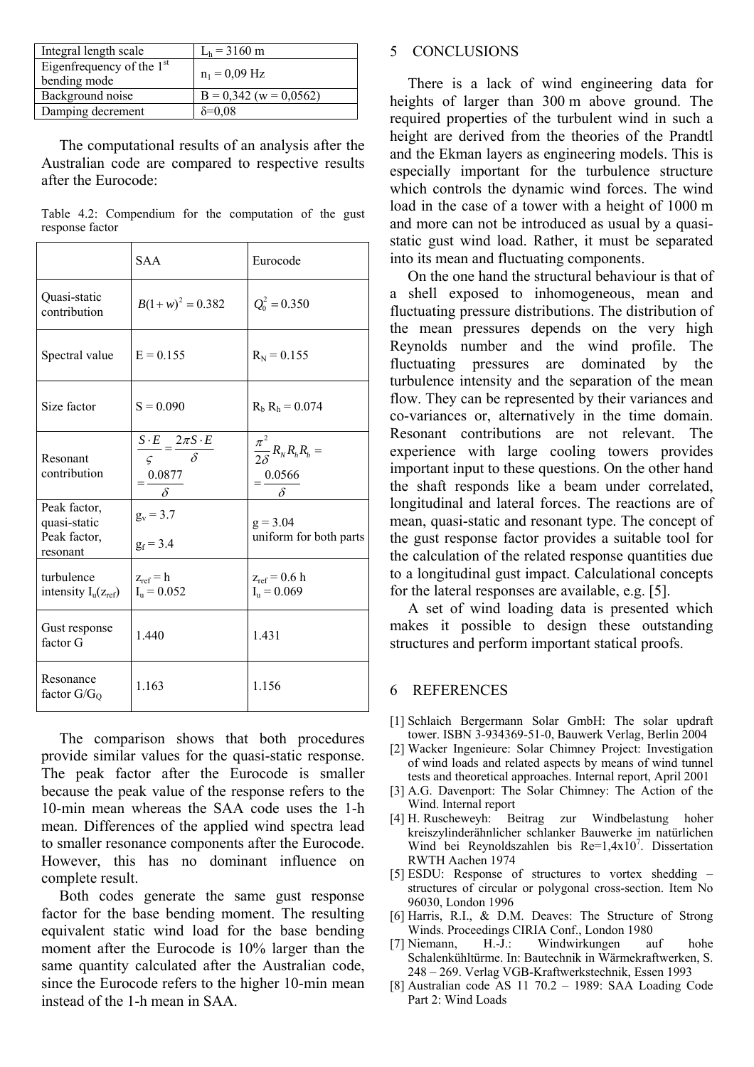| | |
|---|---|
| Integral length scale | $L_h$ = 3160 m |
| Eigenfrequency of the 1st bending mode | $n_1$ = 0,09 Hz |
| Background noise | B = 0,342 (w = 0,0562) |
| Damping decrement | $\delta$=0,08 |

The computational results of an analysis after the Australian code are compared to respective results after the Eurocode:

Table 4.2: Compendium for the computation of the gust response factor

| | SAA | Eurocode |
|---|---|---|
| Quasi-static contribution | $B(1+w)^2 = 0.382$ | $Q_0^2 = 0.350$ |
| Spectral value | E = 0.155 | $R_N$ = 0.155 |
| Size factor | S = 0.090 | $R_b$ $R_h$ = 0.074 |
| Resonant contribution | $\frac{S \cdot E}{\varsigma} = \frac{2\pi S \cdot E}{\delta} = \frac{0.0877}{\delta}$ | $\frac{\pi^2}{2\delta} R_N R_h R_b = \frac{0.0566}{\delta}$ |
| Peak factor, quasi-static<br>Peak factor, resonant | $g_v$ = 3.7<br>$g_f$ = 3.4 | g = 3.04<br>uniform for both parts |
| turbulence intensity $I_u(z_{ref})$ | $z_{ref}$ = h<br>$I_u$ = 0.052 | $z_{ref}$ = 0.6 h<br>$I_u$ = 0.069 |
| Gust response factor G | 1.440 | 1.431 |
| Resonance factor $G/G_Q$ | 1.163 | 1.156 |

The comparison shows that both procedures provide similar values for the quasi-static response. The peak factor after the Eurocode is smaller because the peak value of the response refers to the 10-min mean whereas the SAA code uses the 1-h mean. Differences of the applied wind spectra lead to smaller resonance components after the Eurocode. However, this has no dominant influence on complete result.

Both codes generate the same gust response factor for the base bending moment. The resulting equivalent static wind load for the base bending moment after the Eurocode is 10% larger than the same quantity calculated after the Australian code, since the Eurocode refers to the higher 10-min mean instead of the 1-h mean in SAA.

## 5 CONCLUSIONS

There is a lack of wind engineering data for heights of larger than 300 m above ground. The required properties of the turbulent wind in such a height are derived from the theories of the Prandtl and the Ekman layers as engineering models. This is especially important for the turbulence structure which controls the dynamic wind forces. The wind load in the case of a tower with a height of 1000 m and more can not be introduced as usual by a quasi-static gust wind load. Rather, it must be separated into its mean and fluctuating components.

On the one hand the structural behaviour is that of a shell exposed to inhomogeneous, mean and fluctuating pressure distributions. The distribution of the mean pressures depends on the very high Reynolds number and the wind profile. The fluctuating pressures are dominated by the turbulence intensity and the separation of the mean flow. They can be represented by their variances and co-variances or, alternatively in the time domain. Resonant contributions are not relevant. The experience with large cooling towers provides important input to these questions. On the other hand the shaft responds like a beam under correlated, longitudinal and lateral forces. The reactions are of mean, quasi-static and resonant type. The concept of the gust response factor provides a suitable tool for the calculation of the related response quantities due to a longitudinal gust impact. Calculational concepts for the lateral responses are available, e.g. [5].

A set of wind loading data is presented which makes it possible to design these outstanding structures and perform important statical proofs.

## 6 REFERENCES

[1] Schlaich Bergermann Solar GmbH: The solar updraft tower. ISBN 3-934369-51-0, Bauwerk Verlag, Berlin 2004

[2] Wacker Ingenieure: Solar Chimney Project: Investigation of wind loads and related aspects by means of wind tunnel tests and theoretical approaches. Internal report, April 2001

[3] A.G. Davenport: The Solar Chimney: The Action of the Wind. Internal report

[4] H. Ruscheweyh: Beitrag zur Windbelastung hoher kreiszylinderähnlicher schlanker Bauwerke im natürlichen Wind bei Reynoldszahlen bis Re=1,4x10[7]. Dissertation RWTH Aachen 1974

[5] ESDU: Response of structures to vortex shedding – structures of circular or polygonal cross-section. Item No 96030, London 1996

[6] Harris, R.I., & D.M. Deaves: The Structure of Strong Winds. Proceedings CIRIA Conf., London 1980

[7] Niemann, H.-J.: Windwirkungen auf hohe Schalenkühltürme. In: Bautechnik in Wärmekraftwerken, S. 248 – 269. Verlag VGB-Kraftwerkstechnik, Essen 1993

[8] Australian code AS 11 70.2 – 1989: SAA Loading Code Part 2: Wind Loads